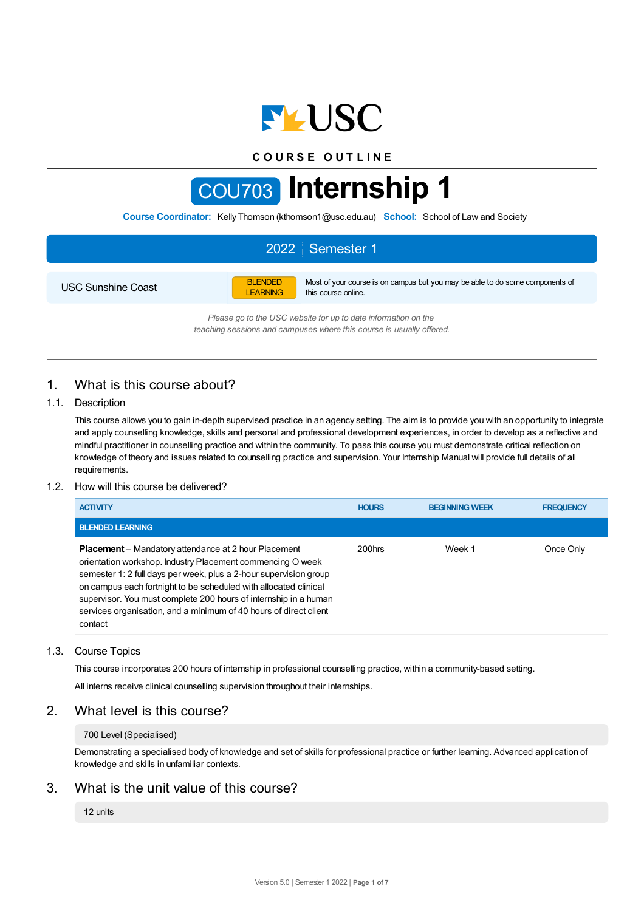USC

COURSE OUTLINE

# COU703 Internship 1

**Course Coordinator:** Kelly Thomson (kthomson1@usc.edu.au) **School:** School of Law and Society

## 2022 | Semester 1

USC Sunshine Coast

BLENDED LEARNING — Most of your course is on campus but you may be able to do some components of this course online.

*Please go to the USC website for up to date information on the teaching sessions and campuses where this course is usually offered.*

## 1. What is this course about?

### 1.1. Description

This course allows you to gain in-depth supervised practice in an agency setting. The aim is to provide you with an opportunity to integrate and apply counselling knowledge, skills and personal and professional development experiences, in order to develop as a reflective and mindful practitioner in counselling practice and within the community. To pass this course you must demonstrate critical reflection on knowledge of theory and issues related to counselling practice and supervision. Your Internship Manual will provide full details of all requirements.

### 1.2. How will this course be delivered?

| ACTIVITY | HOURS | BEGINNING WEEK | FREQUENCY |
|---|---|---|---|
| **BLENDED LEARNING** | | | |
| **Placement** – Mandatory attendance at 2 hour Placement orientation workshop. Industry Placement commencing O week semester 1: 2 full days per week, plus a 2-hour supervision group on campus each fortnight to be scheduled with allocated clinical supervisor. You must complete 200 hours of internship in a human services organisation, and a minimum of 40 hours of direct client contact | 200hrs | Week 1 | Once Only |

### 1.3. Course Topics

This course incorporates 200 hours of internship in professional counselling practice, within a community-based setting.

All interns receive clinical counselling supervision throughout their internships.

## 2. What level is this course?

700 Level (Specialised)

Demonstrating a specialised body of knowledge and set of skills for professional practice or further learning. Advanced application of knowledge and skills in unfamiliar contexts.

## 3. What is the unit value of this course?

12 units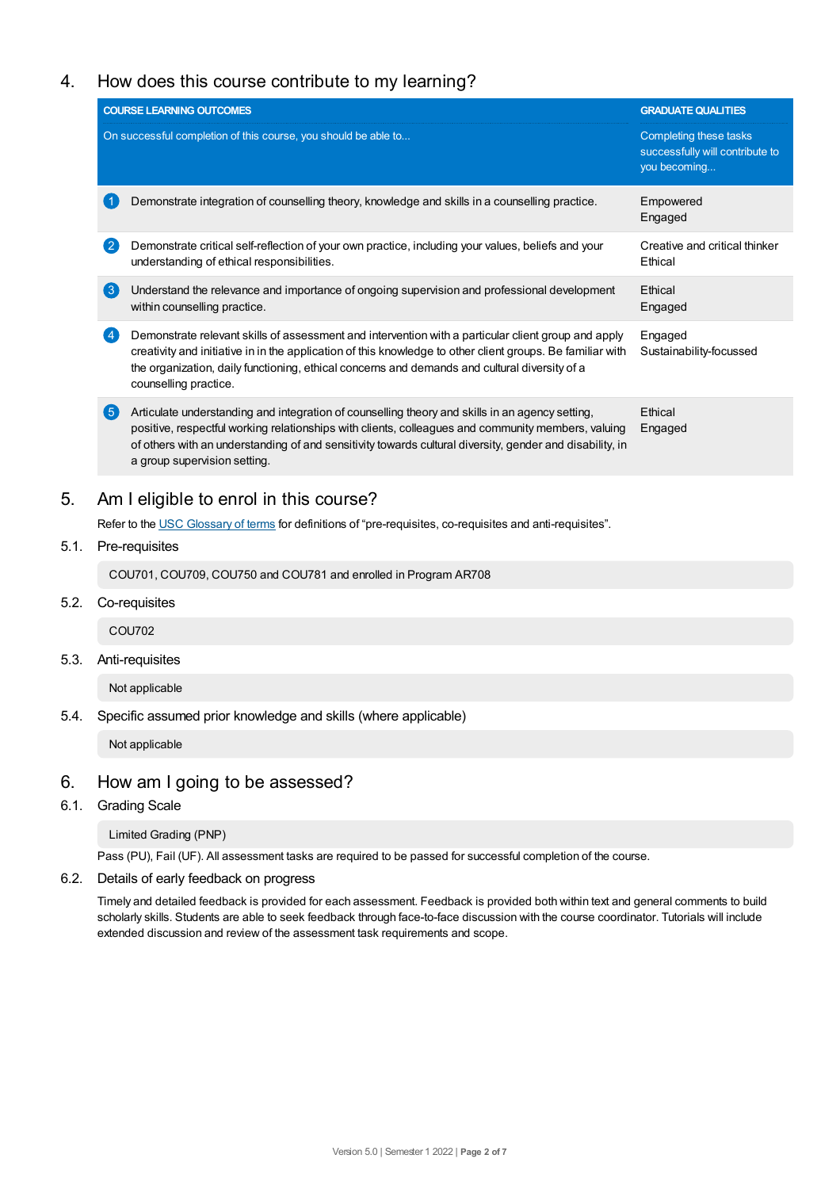## 4. How does this course contribute to my learning?

| COURSE LEARNING OUTCOMES<br>On successful completion of this course, you should be able to... | GRADUATE QUALITIES<br>Completing these tasks successfully will contribute to you becoming... |
| --- | --- |
| 1 Demonstrate integration of counselling theory, knowledge and skills in a counselling practice. | Empowered<br>Engaged |
| 2 Demonstrate critical self-reflection of your own practice, including your values, beliefs and your understanding of ethical responsibilities. | Creative and critical thinker<br>Ethical |
| 3 Understand the relevance and importance of ongoing supervision and professional development within counselling practice. | Ethical<br>Engaged |
| 4 Demonstrate relevant skills of assessment and intervention with a particular client group and apply creativity and initiative in in the application of this knowledge to other client groups. Be familiar with the organization, daily functioning, ethical concerns and demands and cultural diversity of a counselling practice. | Engaged<br>Sustainability-focussed |
| 5 Articulate understanding and integration of counselling theory and skills in an agency setting, positive, respectful working relationships with clients, colleagues and community members, valuing of others with an understanding of and sensitivity towards cultural diversity, gender and disability, in a group supervision setting. | Ethical<br>Engaged |

## 5. Am I eligible to enrol in this course?

Refer to the USC Glossary of terms for definitions of "pre-requisites, co-requisites and anti-requisites".

### 5.1. Pre-requisites

COU701, COU709, COU750 and COU781 and enrolled in Program AR708

### 5.2. Co-requisites

COU702

### 5.3. Anti-requisites

Not applicable

### 5.4. Specific assumed prior knowledge and skills (where applicable)

Not applicable

## 6. How am I going to be assessed?

### 6.1. Grading Scale

Limited Grading (PNP)

Pass (PU), Fail (UF). All assessment tasks are required to be passed for successful completion of the course.

### 6.2. Details of early feedback on progress

Timely and detailed feedback is provided for each assessment. Feedback is provided both within text and general comments to build scholarly skills. Students are able to seek feedback through face-to-face discussion with the course coordinator. Tutorials will include extended discussion and review of the assessment task requirements and scope.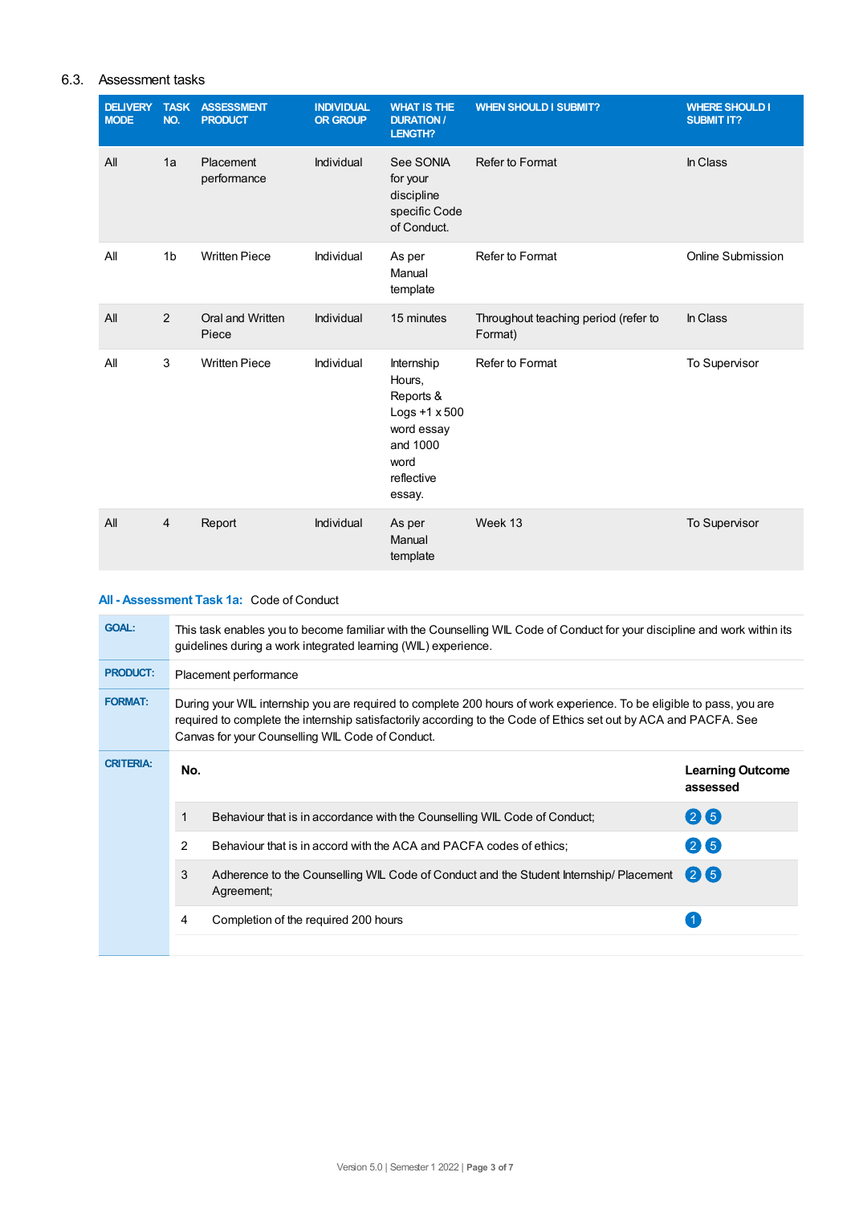## 6.3. Assessment tasks

| DELIVERY MODE | TASK NO. | ASSESSMENT PRODUCT | INDIVIDUAL OR GROUP | WHAT IS THE DURATION / LENGTH? | WHEN SHOULD I SUBMIT? | WHERE SHOULD I SUBMIT IT? |
|---|---|---|---|---|---|---|
| All | 1a | Placement performance | Individual | See SONIA for your discipline specific Code of Conduct. | Refer to Format | In Class |
| All | 1b | Written Piece | Individual | As per Manual template | Refer to Format | Online Submission |
| All | 2 | Oral and Written Piece | Individual | 15 minutes | Throughout teaching period (refer to Format) | In Class |
| All | 3 | Written Piece | Individual | Internship Hours, Reports & Logs +1 x 500 word essay and 1000 word reflective essay. | Refer to Format | To Supervisor |
| All | 4 | Report | Individual | As per Manual template | Week 13 | To Supervisor |

### All - Assessment Task 1a: Code of Conduct

**GOAL:** This task enables you to become familiar with the Counselling WIL Code of Conduct for your discipline and work within its guidelines during a work integrated learning (WIL) experience.

**PRODUCT:** Placement performance

**FORMAT:** During your WIL internship you are required to complete 200 hours of work experience. To be eligible to pass, you are required to complete the internship satisfactorily according to the Code of Ethics set out by ACA and PACFA. See Canvas for your Counselling WIL Code of Conduct.

**CRITERIA:**

| No. | | Learning Outcome assessed |
|---|---|---|
| 1 | Behaviour that is in accordance with the Counselling WIL Code of Conduct; | 2 5 |
| 2 | Behaviour that is in accord with the ACA and PACFA codes of ethics; | 2 5 |
| 3 | Adherence to the Counselling WIL Code of Conduct and the Student Internship/ Placement Agreement; | 2 5 |
| 4 | Completion of the required 200 hours | 1 |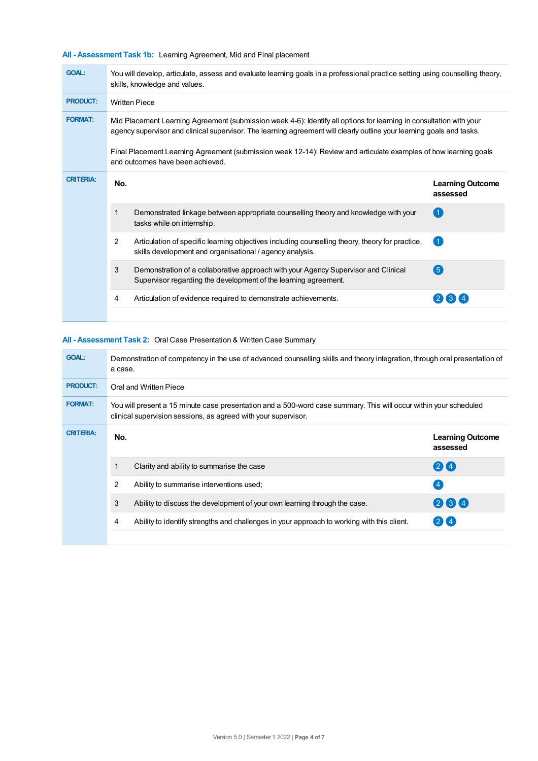### All - Assessment Task 1b: Learning Agreement, Mid and Final placement

**GOAL:** You will develop, articulate, assess and evaluate learning goals in a professional practice setting using counselling theory, skills, knowledge and values.

**PRODUCT:** Written Piece

**FORMAT:** Mid Placement Learning Agreement (submission week 4-6): Identify all options for learning in consultation with your agency supervisor and clinical supervisor. The learning agreement will clearly outline your learning goals and tasks.

Final Placement Learning Agreement (submission week 12-14): Review and articulate examples of how learning goals and outcomes have been achieved.

**CRITERIA:**

| No. | | Learning Outcome assessed |
|---|---|---|
| 1 | Demonstrated linkage between appropriate counselling theory and knowledge with your tasks while on internship. | 1 |
| 2 | Articulation of specific learning objectives including counselling theory, theory for practice, skills development and organisational / agency analysis. | 1 |
| 3 | Demonstration of a collaborative approach with your Agency Supervisor and Clinical Supervisor regarding the development of the learning agreement. | 5 |
| 4 | Articulation of evidence required to demonstrate achievements. | 2 3 4 |

### All - Assessment Task 2: Oral Case Presentation & Written Case Summary

**GOAL:** Demonstration of competency in the use of advanced counselling skills and theory integration, through oral presentation of a case.

**PRODUCT:** Oral and Written Piece

**FORMAT:** You will present a 15 minute case presentation and a 500-word case summary. This will occur within your scheduled clinical supervision sessions, as agreed with your supervisor.

**CRITERIA:**

| No. | | Learning Outcome assessed |
|---|---|---|
| 1 | Clarity and ability to summarise the case | 2 4 |
| 2 | Ability to summarise interventions used; | 4 |
| 3 | Ability to discuss the development of your own learning through the case. | 2 3 4 |
| 4 | Ability to identify strengths and challenges in your approach to working with this client. | 2 4 |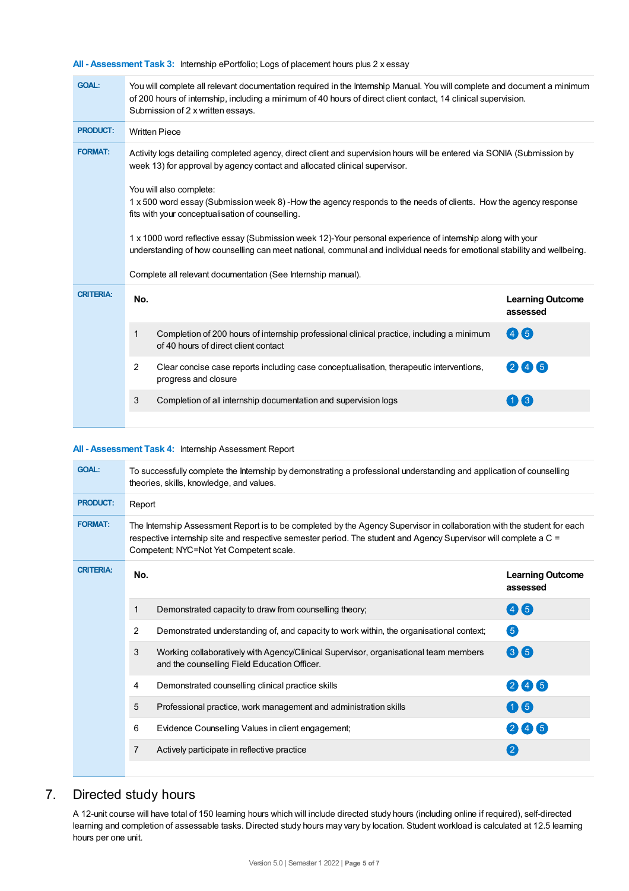**All - Assessment Task 3:** Internship ePortfolio; Logs of placement hours plus 2 x essay

**GOAL:** You will complete all relevant documentation required in the Internship Manual. You will complete and document a minimum of 200 hours of internship, including a minimum of 40 hours of direct client contact, 14 clinical supervision. Submission of 2 x written essays.

**PRODUCT:** Written Piece

**FORMAT:** Activity logs detailing completed agency, direct client and supervision hours will be entered via SONIA (Submission by week 13) for approval by agency contact and allocated clinical supervisor.

You will also complete:
1 x 500 word essay (Submission week 8) -How the agency responds to the needs of clients. How the agency response fits with your conceptualisation of counselling.

1 x 1000 word reflective essay (Submission week 12)-Your personal experience of internship along with your understanding of how counselling can meet national, communal and individual needs for emotional stability and wellbeing.

Complete all relevant documentation (See Internship manual).

**CRITERIA:**

| No. | | Learning Outcome assessed |
|---|---|---|
| 1 | Completion of 200 hours of internship professional clinical practice, including a minimum of 40 hours of direct client contact | 4 5 |
| 2 | Clear concise case reports including case conceptualisation, therapeutic interventions, progress and closure | 2 4 5 |
| 3 | Completion of all internship documentation and supervision logs | 1 3 |

**All - Assessment Task 4:** Internship Assessment Report

**GOAL:** To successfully complete the Internship by demonstrating a professional understanding and application of counselling theories, skills, knowledge, and values.

**PRODUCT:** Report

**FORMAT:** The Internship Assessment Report is to be completed by the Agency Supervisor in collaboration with the student for each respective internship site and respective semester period. The student and Agency Supervisor will complete a C = Competent; NYC=Not Yet Competent scale.

**CRITERIA:**

| No. | | Learning Outcome assessed |
|---|---|---|
| 1 | Demonstrated capacity to draw from counselling theory; | 4 5 |
| 2 | Demonstrated understanding of, and capacity to work within, the organisational context; | 5 |
| 3 | Working collaboratively with Agency/Clinical Supervisor, organisational team members and the counselling Field Education Officer. | 3 5 |
| 4 | Demonstrated counselling clinical practice skills | 2 4 5 |
| 5 | Professional practice, work management and administration skills | 1 5 |
| 6 | Evidence Counselling Values in client engagement; | 2 4 5 |
| 7 | Actively participate in reflective practice | 2 |

# 7. Directed study hours

A 12-unit course will have total of 150 learning hours which will include directed study hours (including online if required), self-directed learning and completion of assessable tasks. Directed study hours may vary by location. Student workload is calculated at 12.5 learning hours per one unit.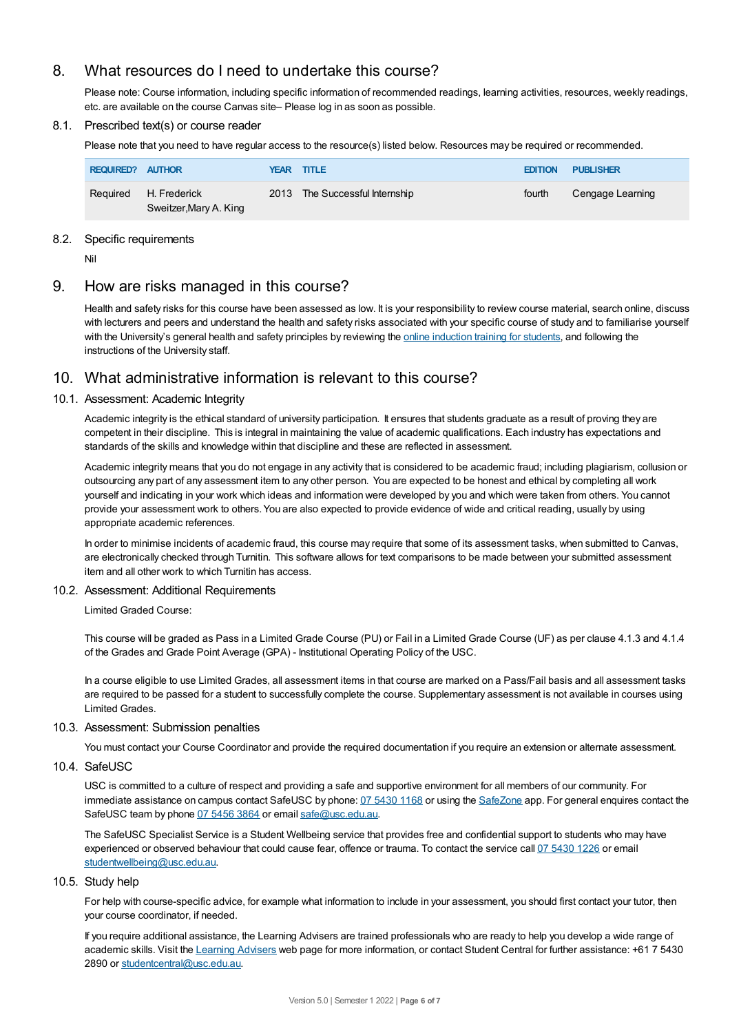## 8. What resources do I need to undertake this course?

Please note: Course information, including specific information of recommended readings, learning activities, resources, weekly readings, etc. are available on the course Canvas site– Please log in as soon as possible.

### 8.1. Prescribed text(s) or course reader

Please note that you need to have regular access to the resource(s) listed below. Resources may be required or recommended.

| REQUIRED? | AUTHOR | YEAR | TITLE | EDITION | PUBLISHER |
|---|---|---|---|---|---|
| Required | H. Frederick Sweitzer,Mary A. King | 2013 | The Successful Internship | fourth | Cengage Learning |

### 8.2. Specific requirements

Nil

## 9. How are risks managed in this course?

Health and safety risks for this course have been assessed as low. It is your responsibility to review course material, search online, discuss with lecturers and peers and understand the health and safety risks associated with your specific course of study and to familiarise yourself with the University's general health and safety principles by reviewing the online induction training for students, and following the instructions of the University staff.

## 10. What administrative information is relevant to this course?

### 10.1. Assessment: Academic Integrity

Academic integrity is the ethical standard of university participation. It ensures that students graduate as a result of proving they are competent in their discipline. This is integral in maintaining the value of academic qualifications. Each industry has expectations and standards of the skills and knowledge within that discipline and these are reflected in assessment.

Academic integrity means that you do not engage in any activity that is considered to be academic fraud; including plagiarism, collusion or outsourcing any part of any assessment item to any other person. You are expected to be honest and ethical by completing all work yourself and indicating in your work which ideas and information were developed by you and which were taken from others. You cannot provide your assessment work to others. You are also expected to provide evidence of wide and critical reading, usually by using appropriate academic references.

In order to minimise incidents of academic fraud, this course may require that some of its assessment tasks, when submitted to Canvas, are electronically checked through Turnitin. This software allows for text comparisons to be made between your submitted assessment item and all other work to which Turnitin has access.

### 10.2. Assessment: Additional Requirements

Limited Graded Course:

This course will be graded as Pass in a Limited Grade Course (PU) or Fail in a Limited Grade Course (UF) as per clause 4.1.3 and 4.1.4 of the Grades and Grade Point Average (GPA) - Institutional Operating Policy of the USC.

In a course eligible to use Limited Grades, all assessment items in that course are marked on a Pass/Fail basis and all assessment tasks are required to be passed for a student to successfully complete the course. Supplementary assessment is not available in courses using Limited Grades.

### 10.3. Assessment: Submission penalties

You must contact your Course Coordinator and provide the required documentation if you require an extension or alternate assessment.

### 10.4. SafeUSC

USC is committed to a culture of respect and providing a safe and supportive environment for all members of our community. For immediate assistance on campus contact SafeUSC by phone: 07 5430 1168 or using the SafeZone app. For general enquires contact the SafeUSC team by phone 07 5456 3864 or email safe@usc.edu.au.

The SafeUSC Specialist Service is a Student Wellbeing service that provides free and confidential support to students who may have experienced or observed behaviour that could cause fear, offence or trauma. To contact the service call 07 5430 1226 or email studentwellbeing@usc.edu.au.

### 10.5. Study help

For help with course-specific advice, for example what information to include in your assessment, you should first contact your tutor, then your course coordinator, if needed.

If you require additional assistance, the Learning Advisers are trained professionals who are ready to help you develop a wide range of academic skills. Visit the Learning Advisers web page for more information, or contact Student Central for further assistance: +61 7 5430 2890 or studentcentral@usc.edu.au.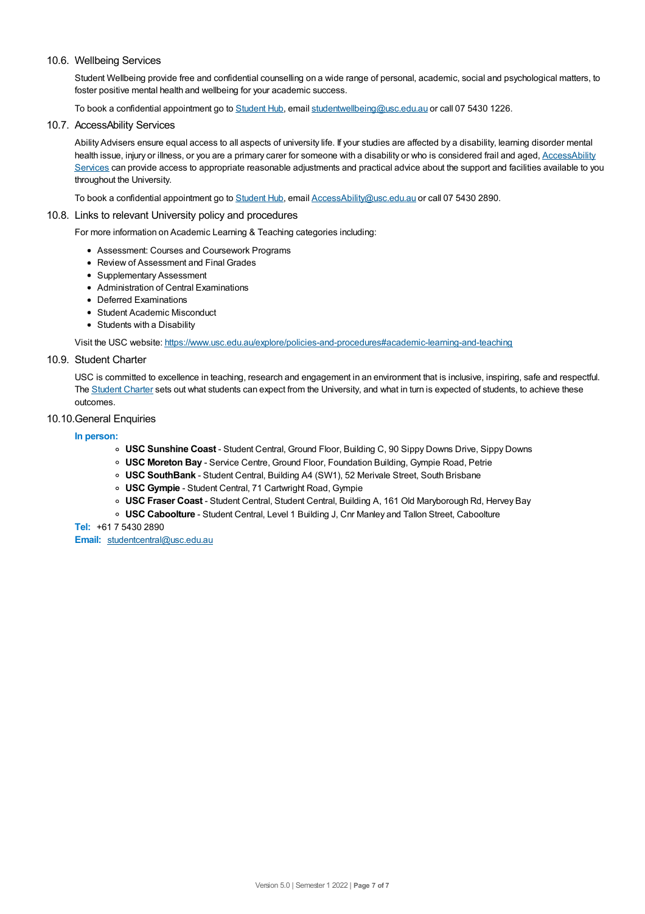### 10.6. Wellbeing Services

Student Wellbeing provide free and confidential counselling on a wide range of personal, academic, social and psychological matters, to foster positive mental health and wellbeing for your academic success.

To book a confidential appointment go to Student Hub, email studentwellbeing@usc.edu.au or call 07 5430 1226.

### 10.7. AccessAbility Services

Ability Advisers ensure equal access to all aspects of university life. If your studies are affected by a disability, learning disorder mental health issue, injury or illness, or you are a primary carer for someone with a disability or who is considered frail and aged, AccessAbility Services can provide access to appropriate reasonable adjustments and practical advice about the support and facilities available to you throughout the University.

To book a confidential appointment go to Student Hub, email AccessAbility@usc.edu.au or call 07 5430 2890.

### 10.8. Links to relevant University policy and procedures

For more information on Academic Learning & Teaching categories including:

- Assessment: Courses and Coursework Programs
- Review of Assessment and Final Grades
- Supplementary Assessment
- Administration of Central Examinations
- Deferred Examinations
- Student Academic Misconduct
- Students with a Disability

Visit the USC website: https://www.usc.edu.au/explore/policies-and-procedures#academic-learning-and-teaching

### 10.9. Student Charter

USC is committed to excellence in teaching, research and engagement in an environment that is inclusive, inspiring, safe and respectful. The Student Charter sets out what students can expect from the University, and what in turn is expected of students, to achieve these outcomes.

### 10.10. General Enquiries

**In person:**

- **USC Sunshine Coast** - Student Central, Ground Floor, Building C, 90 Sippy Downs Drive, Sippy Downs
- **USC Moreton Bay** - Service Centre, Ground Floor, Foundation Building, Gympie Road, Petrie
- **USC SouthBank** - Student Central, Building A4 (SW1), 52 Merivale Street, South Brisbane
- **USC Gympie** - Student Central, 71 Cartwright Road, Gympie
- **USC Fraser Coast** - Student Central, Student Central, Building A, 161 Old Maryborough Rd, Hervey Bay
- **USC Caboolture** - Student Central, Level 1 Building J, Cnr Manley and Tallon Street, Caboolture

**Tel:** +61 7 5430 2890

**Email:** studentcentral@usc.edu.au